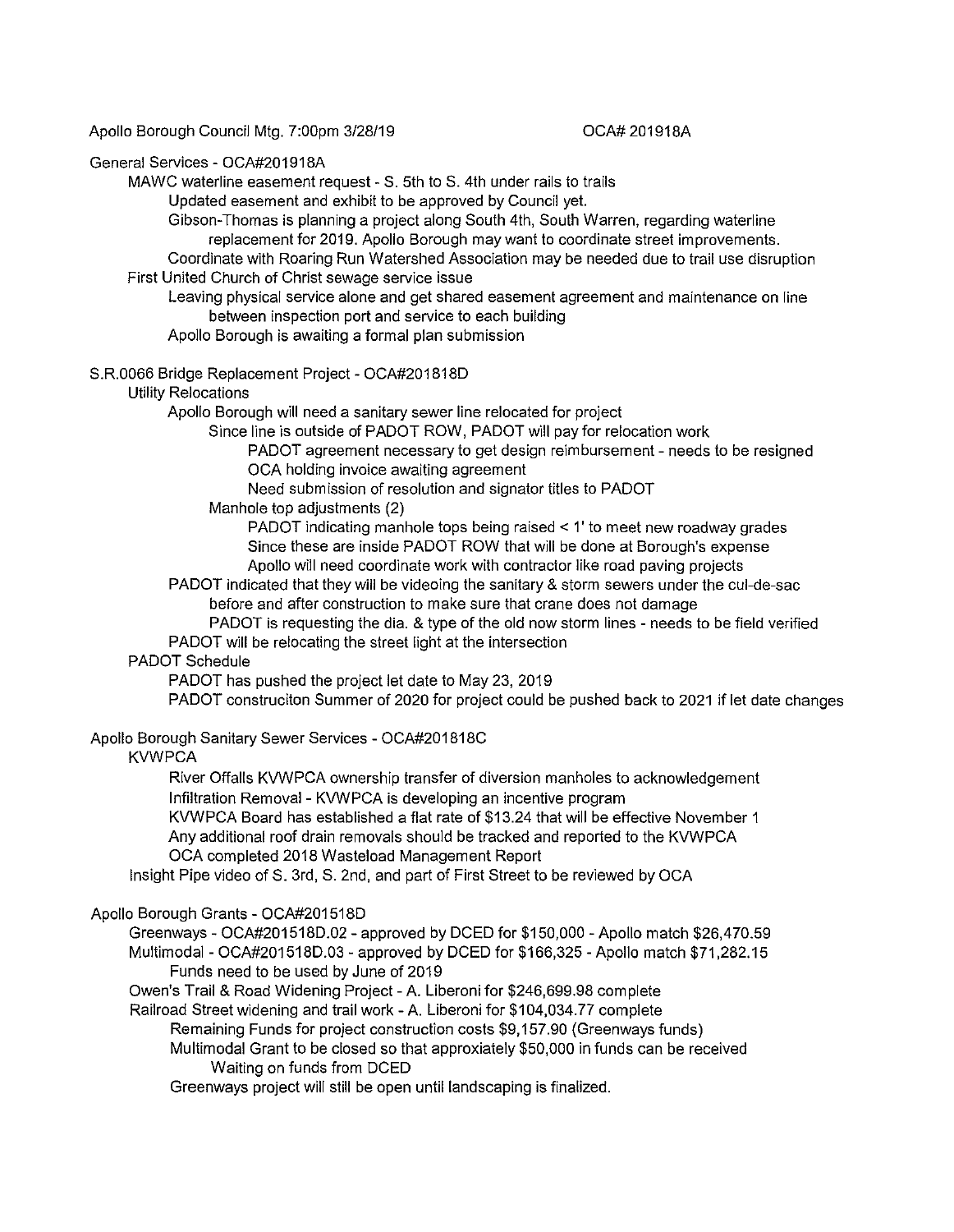Apollo Borough Council Mtg. 7:00pm 3/28/19 OCA# 201918A

General Services - OCA#201918A

- MAWC waterline easement request - S. 5th to S. 4th under rails to trails
  - Updated easement and exhibit to be approved by Council yet.
  - Gibson-Thomas is planning a project along South 4th, South Warren, regarding waterline replacement for 2019. Apollo Borough may want to coordinate street improvements.
  - Coordinate with Roaring Run Watershed Association may be needed due to trail use disruption
- First United Church of Christ sewage service issue
  - Leaving physical service alone and get shared easement agreement and maintenance on line between inspection port and service to each building
  - Apollo Borough is awaiting a formal plan submission

S.R.0066 Bridge Replacement Project - OCA#201818D

- Utility Relocations
  - Apollo Borough will need a sanitary sewer line relocated for project
    - Since line is outside of PADOT ROW, PADOT will pay for relocation work
      - PADOT agreement necessary to get design reimbursement - needs to be resigned
      - OCA holding invoice awaiting agreement
      - Need submission of resolution and signator titles to PADOT
    - Manhole top adjustments (2)
      - PADOT indicating manhole tops being raised < 1' to meet new roadway grades
      - Since these are inside PADOT ROW that will be done at Borough's expense
      - Apollo will need coordinate work with contractor like road paving projects
  - PADOT indicated that they will be videoing the sanitary & storm sewers under the cul-de-sac before and after construction to make sure that crane does not damage
    - PADOT is requesting the dia. & type of the old now storm lines - needs to be field verified
  - PADOT will be relocating the street light at the intersection
- PADOT Schedule
  - PADOT has pushed the project let date to May 23, 2019
  - PADOT construciton Summer of 2020 for project could be pushed back to 2021 if let date changes

Apollo Borough Sanitary Sewer Services - OCA#201818C

- KVWPCA
  - River Offalls KVWPCA ownership transfer of diversion manholes to acknowledgement
  - Infiltration Removal - KVWPCA is developing an incentive program
  - KVWPCA Board has established a flat rate of $13.24 that will be effective November 1
  - Any additional roof drain removals should be tracked and reported to the KVWPCA
  - OCA completed 2018 Wasteload Management Report
- Insight Pipe video of S. 3rd, S. 2nd, and part of First Street to be reviewed by OCA

Apollo Borough Grants - OCA#201518D

- Greenways - OCA#201518D.02 - approved by DCED for $150,000 - Apollo match $26,470.59
- Multimodal - OCA#201518D.03 - approved by DCED for $166,325 - Apollo match $71,282.15
  - Funds need to be used by June of 2019
- Owen's Trail & Road Widening Project - A. Liberoni for $246,699.98 complete
- Railroad Street widening and trail work - A. Liberoni for $104,034.77 complete
  - Remaining Funds for project construction costs $9,157.90 (Greenways funds)
  - Multimodal Grant to be closed so that approxiately $50,000 in funds can be received
    - Waiting on funds from DCED
  - Greenways project will still be open until landscaping is finalized.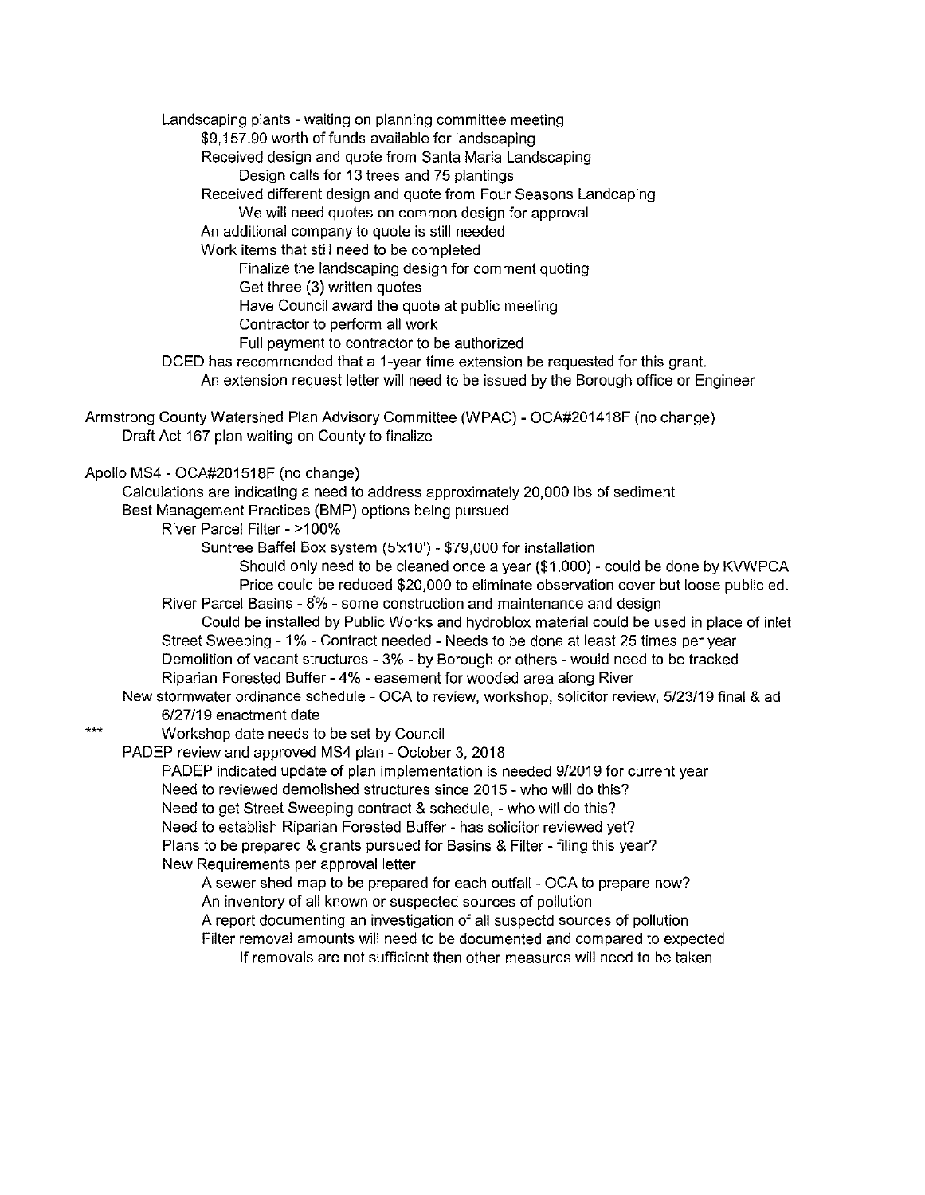- Landscaping plants - waiting on planning committee meeting
  - $9,157.90 worth of funds available for landscaping
  - Received design and quote from Santa Maria Landscaping
    - Design calls for 13 trees and 75 plantings
  - Received different design and quote from Four Seasons Landcaping
    - We will need quotes on common design for approval
  - An additional company to quote is still needed
  - Work items that still need to be completed
    - Finalize the landscaping design for comment quoting
    - Get three (3) written quotes
    - Have Council award the quote at public meeting
    - Contractor to perform all work
    - Full payment to contractor to be authorized
- DCED has recommended that a 1-year time extension be requested for this grant.
  - An extension request letter will need to be issued by the Borough office or Engineer

Armstrong County Watershed Plan Advisory Committee (WPAC) - OCA#201418F (no change)

- Draft Act 167 plan waiting on County to finalize

Apollo MS4 - OCA#201518F (no change)

- Calculations are indicating a need to address approximately 20,000 lbs of sediment
- Best Management Practices (BMP) options being pursued
  - River Parcel Filter - >100%
    - Suntree Baffel Box system (5'x10') - $79,000 for installation
      - Should only need to be cleaned once a year ($1,000) - could be done by KVWPCA
      - Price could be reduced $20,000 to eliminate observation cover but loose public ed.
  - River Parcel Basins - 8% - some construction and maintenance and design
    - Could be installed by Public Works and hydroblox material could be used in place of inlet
  - Street Sweeping - 1% - Contract needed - Needs to be done at least 25 times per year
  - Demolition of vacant structures - 3% - by Borough or others - would need to be tracked
  - Riparian Forested Buffer - 4% - easement for wooded area along River
- New stormwater ordinance schedule - OCA to review, workshop, solicitor review, 5/23/19 final & ad 6/27/19 enactment date

*** Workshop date needs to be set by Council

- PADEP review and approved MS4 plan - October 3, 2018
  - PADEP indicated update of plan implementation is needed 9/2019 for current year
  - Need to reviewed demolished structures since 2015 - who will do this?
  - Need to get Street Sweeping contract & schedule, - who will do this?
  - Need to establish Riparian Forested Buffer - has solicitor reviewed yet?
  - Plans to be prepared & grants pursued for Basins & Filter - filing this year?
  - New Requirements per approval letter
    - A sewer shed map to be prepared for each outfall - OCA to prepare now?
    - An inventory of all known or suspected sources of pollution
    - A report documenting an investigation of all suspectd sources of pollution
    - Filter removal amounts will need to be documented and compared to expected
      - If removals are not sufficient then other measures will need to be taken